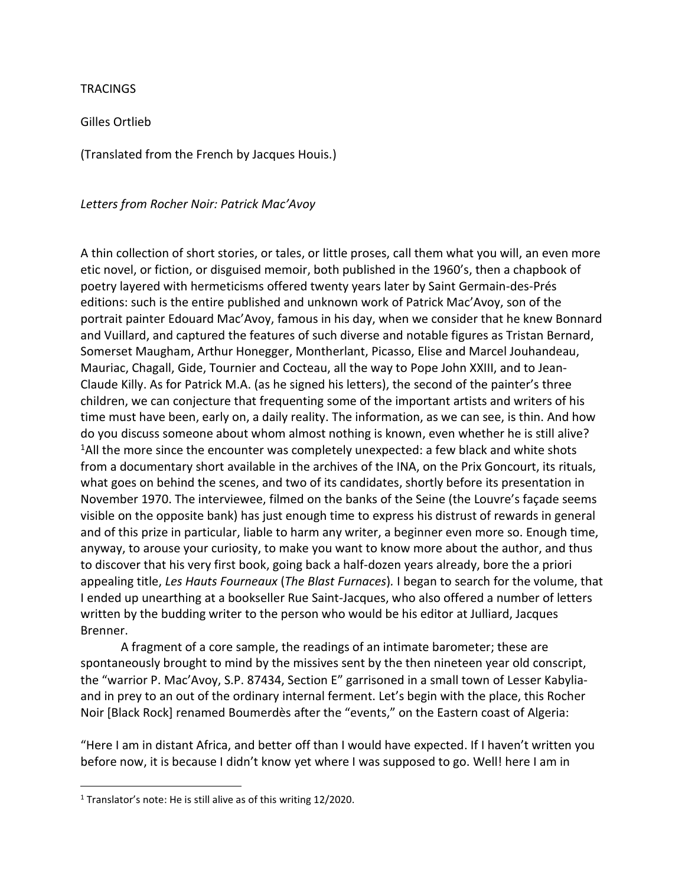TRACINGS

Gilles Ortlieb

(Translated from the French by Jacques Houis.)

*Letters from Rocher Noir: Patrick Mac'Avoy*

A thin collection of short stories, or tales, or little proses, call them what you will, an even more etic novel, or fiction, or disguised memoir, both published in the 1960's, then a chapbook of poetry layered with hermeticisms offered twenty years later by Saint Germain-des-Prés editions: such is the entire published and unknown work of Patrick Mac'Avoy, son of the portrait painter Edouard Mac'Avoy, famous in his day, when we consider that he knew Bonnard and Vuillard, and captured the features of such diverse and notable figures as Tristan Bernard, Somerset Maugham, Arthur Honegger, Montherlant, Picasso, Elise and Marcel Jouhandeau, Mauriac, Chagall, Gide, Tournier and Cocteau, all the way to Pope John XXIII, and to Jean-Claude Killy. As for Patrick M.A. (as he signed his letters), the second of the painter's three children, we can conjecture that frequenting some of the important artists and writers of his time must have been, early on, a daily reality. The information, as we can see, is thin. And how do you discuss someone about whom almost nothing is known, even whether he is still alive? [1]All the more since the encounter was completely unexpected: a few black and white shots from a documentary short available in the archives of the INA, on the Prix Goncourt, its rituals, what goes on behind the scenes, and two of its candidates, shortly before its presentation in November 1970. The interviewee, filmed on the banks of the Seine (the Louvre's façade seems visible on the opposite bank) has just enough time to express his distrust of rewards in general and of this prize in particular, liable to harm any writer, a beginner even more so. Enough time, anyway, to arouse your curiosity, to make you want to know more about the author, and thus to discover that his very first book, going back a half-dozen years already, bore the a priori appealing title, *Les Hauts Fourneaux* (*The Blast Furnaces*). I began to search for the volume, that I ended up unearthing at a bookseller Rue Saint-Jacques, who also offered a number of letters written by the budding writer to the person who would be his editor at Julliard, Jacques Brenner.

A fragment of a core sample, the readings of an intimate barometer; these are spontaneously brought to mind by the missives sent by the then nineteen year old conscript, the "warrior P. Mac'Avoy, S.P. 87434, Section E" garrisoned in a small town of Lesser Kabylia-and in prey to an out of the ordinary internal ferment. Let's begin with the place, this Rocher Noir [Black Rock] renamed Boumerdès after the "events," on the Eastern coast of Algeria:

"Here I am in distant Africa, and better off than I would have expected. If I haven't written you before now, it is because I didn't know yet where I was supposed to go. Well! here I am in

[1] Translator's note: He is still alive as of this writing 12/2020.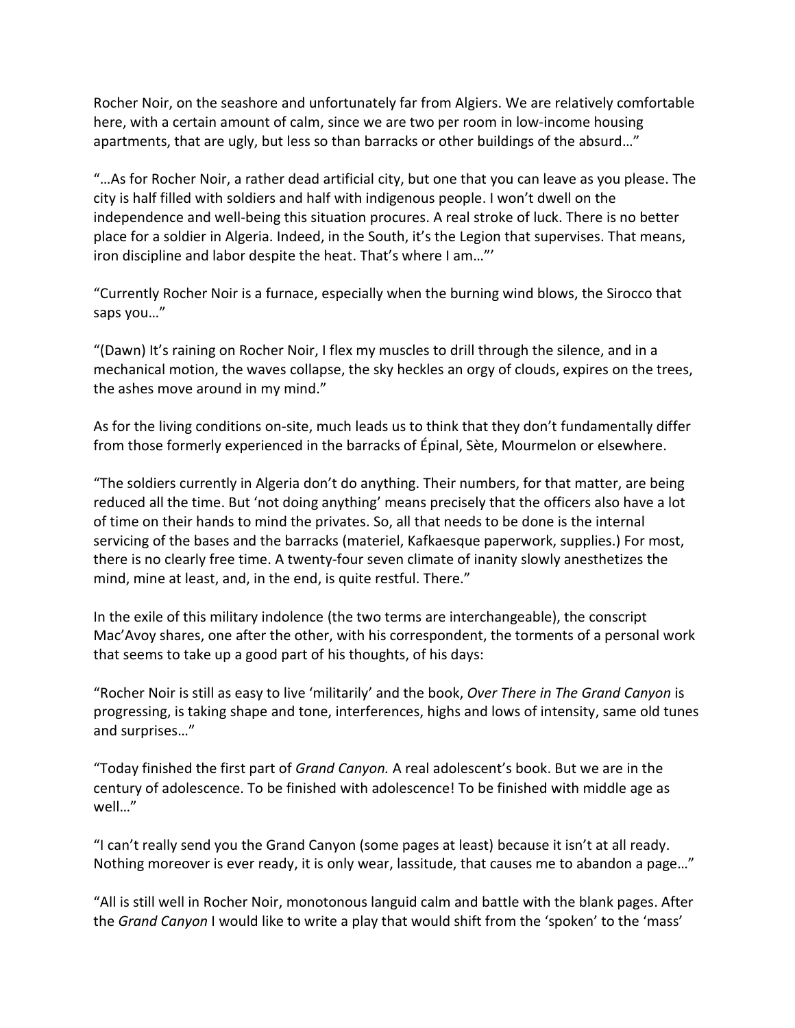Rocher Noir, on the seashore and unfortunately far from Algiers. We are relatively comfortable here, with a certain amount of calm, since we are two per room in low-income housing apartments, that are ugly, but less so than barracks or other buildings of the absurd…"

"…As for Rocher Noir, a rather dead artificial city, but one that you can leave as you please. The city is half filled with soldiers and half with indigenous people. I won't dwell on the independence and well-being this situation procures. A real stroke of luck. There is no better place for a soldier in Algeria. Indeed, in the South, it's the Legion that supervises. That means, iron discipline and labor despite the heat. That's where I am…"'

"Currently Rocher Noir is a furnace, especially when the burning wind blows, the Sirocco that saps you…"

"(Dawn) It's raining on Rocher Noir, I flex my muscles to drill through the silence, and in a mechanical motion, the waves collapse, the sky heckles an orgy of clouds, expires on the trees, the ashes move around in my mind."

As for the living conditions on-site, much leads us to think that they don't fundamentally differ from those formerly experienced in the barracks of Épinal, Sète, Mourmelon or elsewhere.

"The soldiers currently in Algeria don't do anything. Their numbers, for that matter, are being reduced all the time. But 'not doing anything' means precisely that the officers also have a lot of time on their hands to mind the privates. So, all that needs to be done is the internal servicing of the bases and the barracks (materiel, Kafkaesque paperwork, supplies.) For most, there is no clearly free time. A twenty-four seven climate of inanity slowly anesthetizes the mind, mine at least, and, in the end, is quite restful. There."

In the exile of this military indolence (the two terms are interchangeable), the conscript Mac'Avoy shares, one after the other, with his correspondent, the torments of a personal work that seems to take up a good part of his thoughts, of his days:

"Rocher Noir is still as easy to live 'militarily' and the book, *Over There in The Grand Canyon* is progressing, is taking shape and tone, interferences, highs and lows of intensity, same old tunes and surprises…"

"Today finished the first part of *Grand Canyon.* A real adolescent's book. But we are in the century of adolescence. To be finished with adolescence! To be finished with middle age as well…"

"I can't really send you the Grand Canyon (some pages at least) because it isn't at all ready. Nothing moreover is ever ready, it is only wear, lassitude, that causes me to abandon a page…"

"All is still well in Rocher Noir, monotonous languid calm and battle with the blank pages. After the *Grand Canyon* I would like to write a play that would shift from the 'spoken' to the 'mass'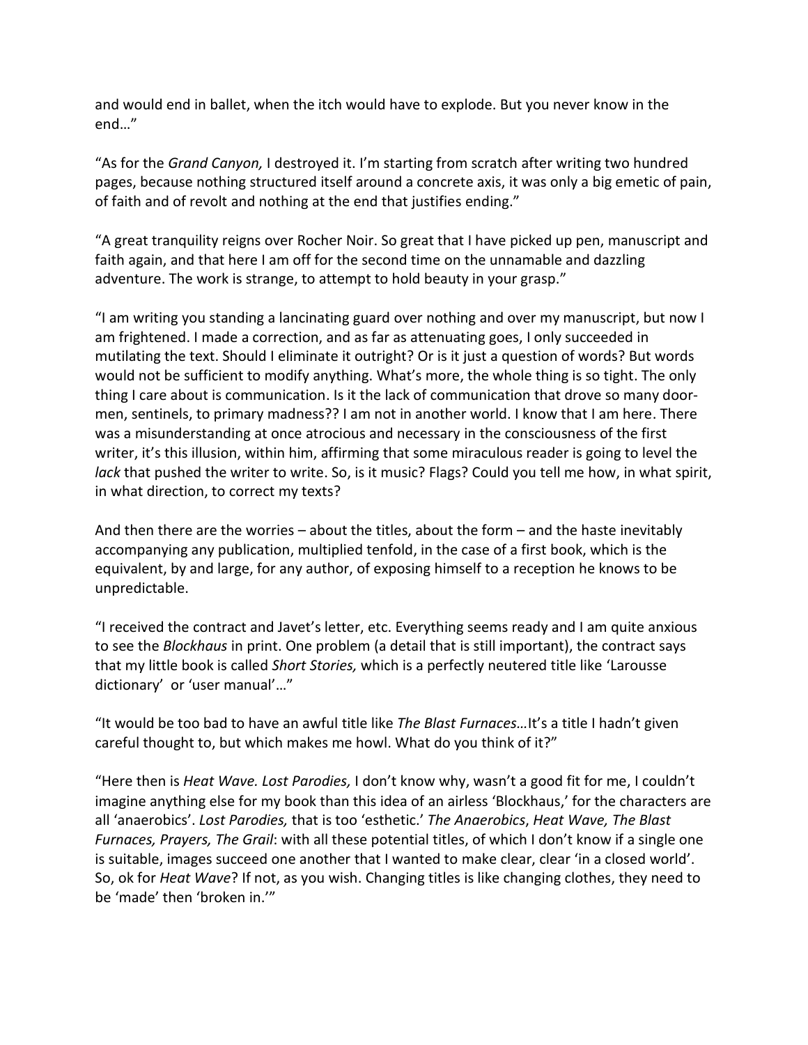and would end in ballet, when the itch would have to explode. But you never know in the end…"

"As for the *Grand Canyon,* I destroyed it. I'm starting from scratch after writing two hundred pages, because nothing structured itself around a concrete axis, it was only a big emetic of pain, of faith and of revolt and nothing at the end that justifies ending."

"A great tranquility reigns over Rocher Noir. So great that I have picked up pen, manuscript and faith again, and that here I am off for the second time on the unnamable and dazzling adventure. The work is strange, to attempt to hold beauty in your grasp."

"I am writing you standing a lancinating guard over nothing and over my manuscript, but now I am frightened. I made a correction, and as far as attenuating goes, I only succeeded in mutilating the text. Should I eliminate it outright? Or is it just a question of words? But words would not be sufficient to modify anything. What's more, the whole thing is so tight. The only thing I care about is communication. Is it the lack of communication that drove so many door-men, sentinels, to primary madness?? I am not in another world. I know that I am here. There was a misunderstanding at once atrocious and necessary in the consciousness of the first writer, it's this illusion, within him, affirming that some miraculous reader is going to level the *lack* that pushed the writer to write. So, is it music? Flags? Could you tell me how, in what spirit, in what direction, to correct my texts?

And then there are the worries – about the titles, about the form – and the haste inevitably accompanying any publication, multiplied tenfold, in the case of a first book, which is the equivalent, by and large, for any author, of exposing himself to a reception he knows to be unpredictable.

"I received the contract and Javet's letter, etc. Everything seems ready and I am quite anxious to see the *Blockhaus* in print. One problem (a detail that is still important), the contract says that my little book is called *Short Stories,* which is a perfectly neutered title like 'Larousse dictionary' or 'user manual'…"

"It would be too bad to have an awful title like *The Blast Furnaces*…It's a title I hadn't given careful thought to, but which makes me howl. What do you think of it?"

"Here then is *Heat Wave. Lost Parodies,* I don't know why, wasn't a good fit for me, I couldn't imagine anything else for my book than this idea of an airless 'Blockhaus,' for the characters are all 'anaerobics'. *Lost Parodies,* that is too 'esthetic.' *The Anaerobics*, *Heat Wave, The Blast Furnaces, Prayers, The Grail*: with all these potential titles, of which I don't know if a single one is suitable, images succeed one another that I wanted to make clear, clear 'in a closed world'. So, ok for *Heat Wave*? If not, as you wish. Changing titles is like changing clothes, they need to be 'made' then 'broken in.'"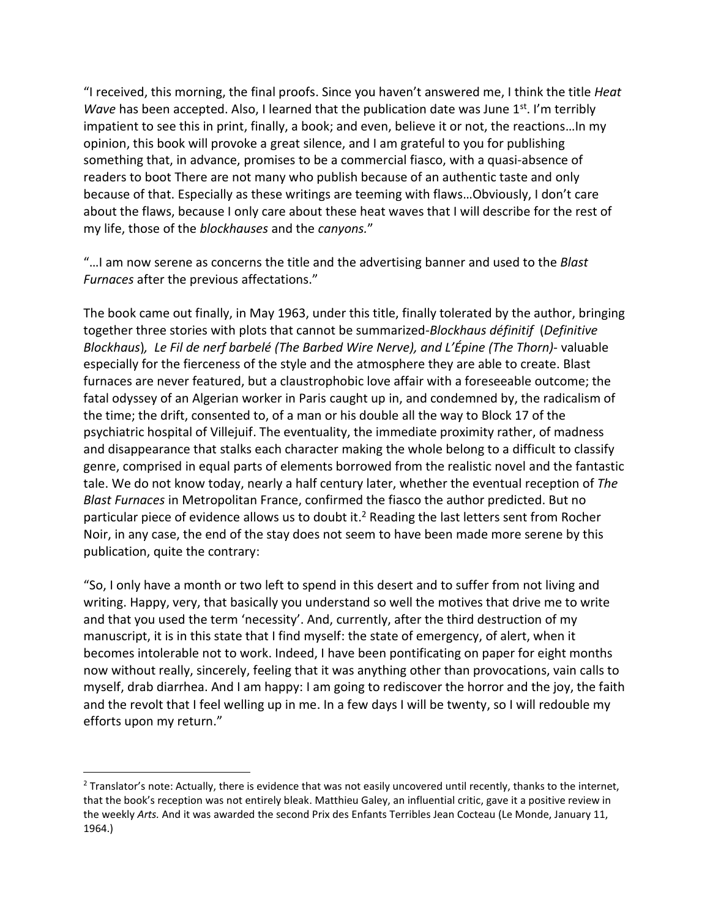"I received, this morning, the final proofs. Since you haven't answered me, I think the title *Heat Wave* has been accepted. Also, I learned that the publication date was June 1st. I'm terribly impatient to see this in print, finally, a book; and even, believe it or not, the reactions…In my opinion, this book will provoke a great silence, and I am grateful to you for publishing something that, in advance, promises to be a commercial fiasco, with a quasi-absence of readers to boot There are not many who publish because of an authentic taste and only because of that. Especially as these writings are teeming with flaws…Obviously, I don't care about the flaws, because I only care about these heat waves that I will describe for the rest of my life, those of the *blockhauses* and the *canyons.*"

"…I am now serene as concerns the title and the advertising banner and used to the *Blast Furnaces* after the previous affectations."

The book came out finally, in May 1963, under this title, finally tolerated by the author, bringing together three stories with plots that cannot be summarized-*Blockhaus définitif* (*Definitive Blockhaus*), *Le Fil de nerf barbelé (The Barbed Wire Nerve), and L'Épine (The Thorn)*- valuable especially for the fierceness of the style and the atmosphere they are able to create. Blast furnaces are never featured, but a claustrophobic love affair with a foreseeable outcome; the fatal odyssey of an Algerian worker in Paris caught up in, and condemned by, the radicalism of the time; the drift, consented to, of a man or his double all the way to Block 17 of the psychiatric hospital of Villejuif. The eventuality, the immediate proximity rather, of madness and disappearance that stalks each character making the whole belong to a difficult to classify genre, comprised in equal parts of elements borrowed from the realistic novel and the fantastic tale. We do not know today, nearly a half century later, whether the eventual reception of *The Blast Furnaces* in Metropolitan France, confirmed the fiasco the author predicted. But no particular piece of evidence allows us to doubt it.[2] Reading the last letters sent from Rocher Noir, in any case, the end of the stay does not seem to have been made more serene by this publication, quite the contrary:

"So, I only have a month or two left to spend in this desert and to suffer from not living and writing. Happy, very, that basically you understand so well the motives that drive me to write and that you used the term 'necessity'. And, currently, after the third destruction of my manuscript, it is in this state that I find myself: the state of emergency, of alert, when it becomes intolerable not to work. Indeed, I have been pontificating on paper for eight months now without really, sincerely, feeling that it was anything other than provocations, vain calls to myself, drab diarrhea. And I am happy: I am going to rediscover the horror and the joy, the faith and the revolt that I feel welling up in me. In a few days I will be twenty, so I will redouble my efforts upon my return."

---

[2] Translator's note: Actually, there is evidence that was not easily uncovered until recently, thanks to the internet, that the book's reception was not entirely bleak. Matthieu Galey, an influential critic, gave it a positive review in the weekly *Arts.* And it was awarded the second Prix des Enfants Terribles Jean Cocteau (Le Monde, January 11, 1964.)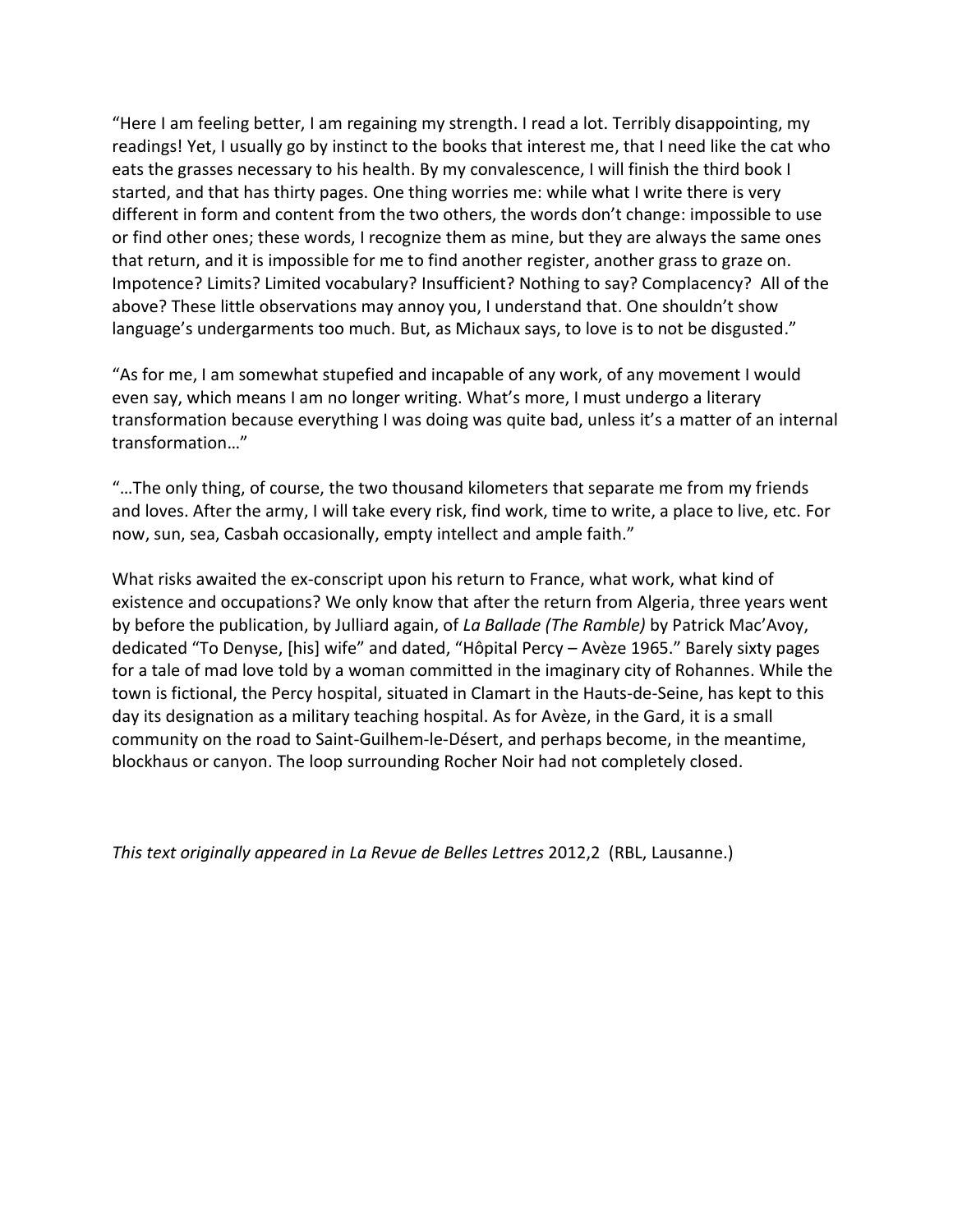"Here I am feeling better, I am regaining my strength. I read a lot. Terribly disappointing, my readings! Yet, I usually go by instinct to the books that interest me, that I need like the cat who eats the grasses necessary to his health. By my convalescence, I will finish the third book I started, and that has thirty pages. One thing worries me: while what I write there is very different in form and content from the two others, the words don't change: impossible to use or find other ones; these words, I recognize them as mine, but they are always the same ones that return, and it is impossible for me to find another register, another grass to graze on. Impotence? Limits? Limited vocabulary? Insufficient? Nothing to say? Complacency? All of the above? These little observations may annoy you, I understand that. One shouldn't show language's undergarments too much. But, as Michaux says, to love is to not be disgusted."

"As for me, I am somewhat stupefied and incapable of any work, of any movement I would even say, which means I am no longer writing. What's more, I must undergo a literary transformation because everything I was doing was quite bad, unless it's a matter of an internal transformation…"

"…The only thing, of course, the two thousand kilometers that separate me from my friends and loves. After the army, I will take every risk, find work, time to write, a place to live, etc. For now, sun, sea, Casbah occasionally, empty intellect and ample faith."

What risks awaited the ex-conscript upon his return to France, what work, what kind of existence and occupations? We only know that after the return from Algeria, three years went by before the publication, by Julliard again, of *La Ballade (The Ramble)* by Patrick Mac'Avoy, dedicated "To Denyse, [his] wife" and dated, "Hôpital Percy – Avèze 1965." Barely sixty pages for a tale of mad love told by a woman committed in the imaginary city of Rohannes. While the town is fictional, the Percy hospital, situated in Clamart in the Hauts-de-Seine, has kept to this day its designation as a military teaching hospital. As for Avèze, in the Gard, it is a small community on the road to Saint-Guilhem-le-Désert, and perhaps become, in the meantime, blockhaus or canyon. The loop surrounding Rocher Noir had not completely closed.

*This text originally appeared in La Revue de Belles Lettres* 2012,2 (RBL, Lausanne.)